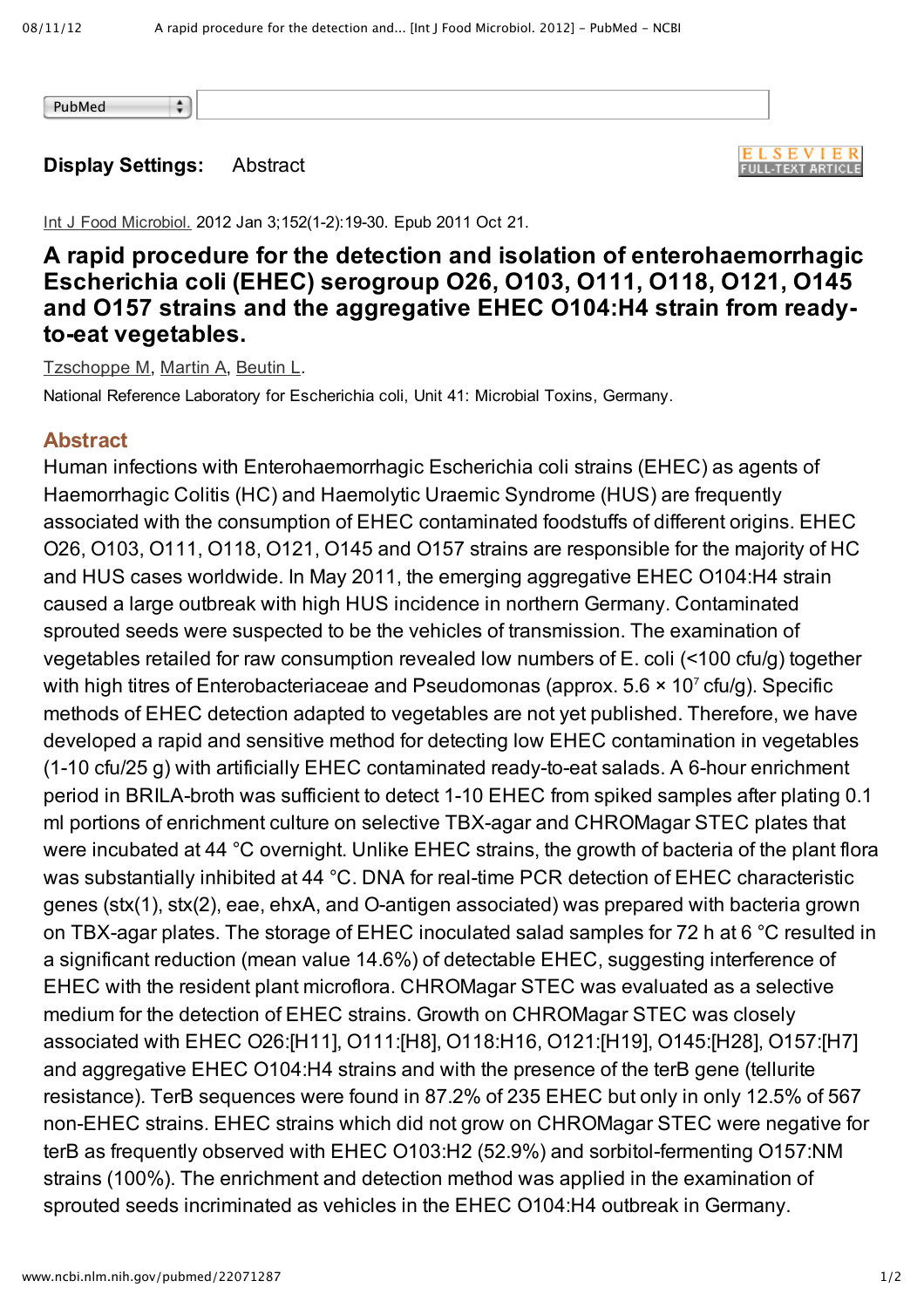Display Settings: Abstract

Int J Food Microbiol. 2012 Jan 3;152(1-2):19-30. Epub 2011 Oct 21.

# A rapid procedure for the detection and isolation of enterohaemorrhagic Escherichia coli (EHEC) serogroup O26, O103, O111, O118, O121, O145 and O157 strains and the aggregative EHEC O104:H4 strain from ready-to-eat vegetables.

Tzschoppe M, Martin A, Beutin L.

National Reference Laboratory for Escherichia coli, Unit 41: Microbial Toxins, Germany.

## Abstract

Human infections with Enterohaemorrhagic Escherichia coli strains (EHEC) as agents of Haemorrhagic Colitis (HC) and Haemolytic Uraemic Syndrome (HUS) are frequently associated with the consumption of EHEC contaminated foodstuffs of different origins. EHEC O26, O103, O111, O118, O121, O145 and O157 strains are responsible for the majority of HC and HUS cases worldwide. In May 2011, the emerging aggregative EHEC O104:H4 strain caused a large outbreak with high HUS incidence in northern Germany. Contaminated sprouted seeds were suspected to be the vehicles of transmission. The examination of vegetables retailed for raw consumption revealed low numbers of E. coli (<100 cfu/g) together with high titres of Enterobacteriaceae and Pseudomonas (approx. $5.6 \times 10^7$ cfu/g). Specific methods of EHEC detection adapted to vegetables are not yet published. Therefore, we have developed a rapid and sensitive method for detecting low EHEC contamination in vegetables (1-10 cfu/25 g) with artificially EHEC contaminated ready-to-eat salads. A 6-hour enrichment period in BRILA-broth was sufficient to detect 1-10 EHEC from spiked samples after plating 0.1 ml portions of enrichment culture on selective TBX-agar and CHROMagar STEC plates that were incubated at 44 °C overnight. Unlike EHEC strains, the growth of bacteria of the plant flora was substantially inhibited at 44 °C. DNA for real-time PCR detection of EHEC characteristic genes (stx(1), stx(2), eae, ehxA, and O-antigen associated) was prepared with bacteria grown on TBX-agar plates. The storage of EHEC inoculated salad samples for 72 h at 6 °C resulted in a significant reduction (mean value 14.6%) of detectable EHEC, suggesting interference of EHEC with the resident plant microflora. CHROMagar STEC was evaluated as a selective medium for the detection of EHEC strains. Growth on CHROMagar STEC was closely associated with EHEC O26:[H11], O111:[H8], O118:H16, O121:[H19], O145:[H28], O157:[H7] and aggregative EHEC O104:H4 strains and with the presence of the terB gene (tellurite resistance). TerB sequences were found in 87.2% of 235 EHEC but only in only 12.5% of 567 non-EHEC strains. EHEC strains which did not grow on CHROMagar STEC were negative for terB as frequently observed with EHEC O103:H2 (52.9%) and sorbitol-fermenting O157:NM strains (100%). The enrichment and detection method was applied in the examination of sprouted seeds incriminated as vehicles in the EHEC O104:H4 outbreak in Germany.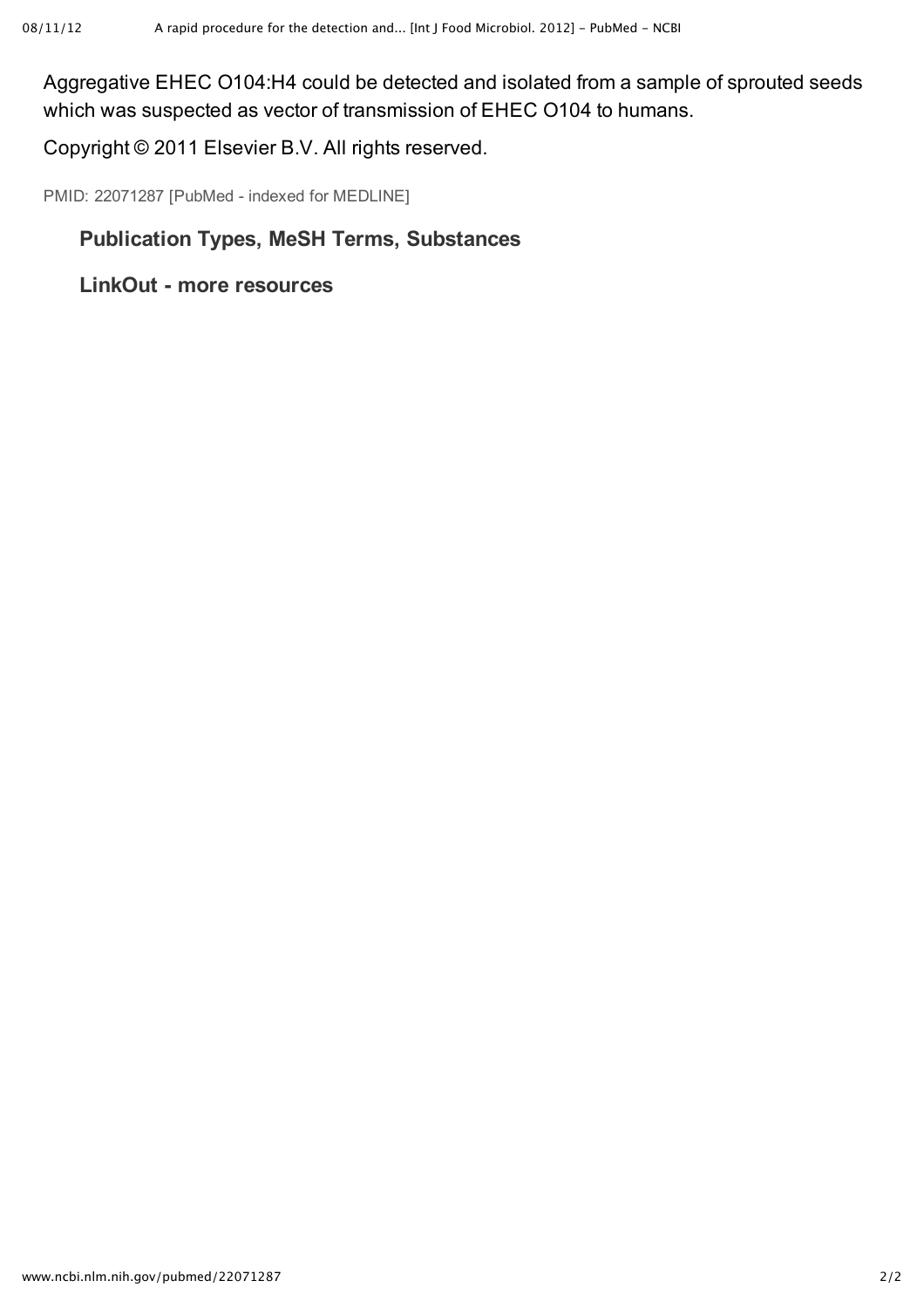Aggregative EHEC O104:H4 could be detected and isolated from a sample of sprouted seeds which was suspected as vector of transmission of EHEC O104 to humans.

Copyright © 2011 Elsevier B.V. All rights reserved.

PMID: 22071287 [PubMed - indexed for MEDLINE]

**Publication Types, MeSH Terms, Substances**

**LinkOut - more resources**